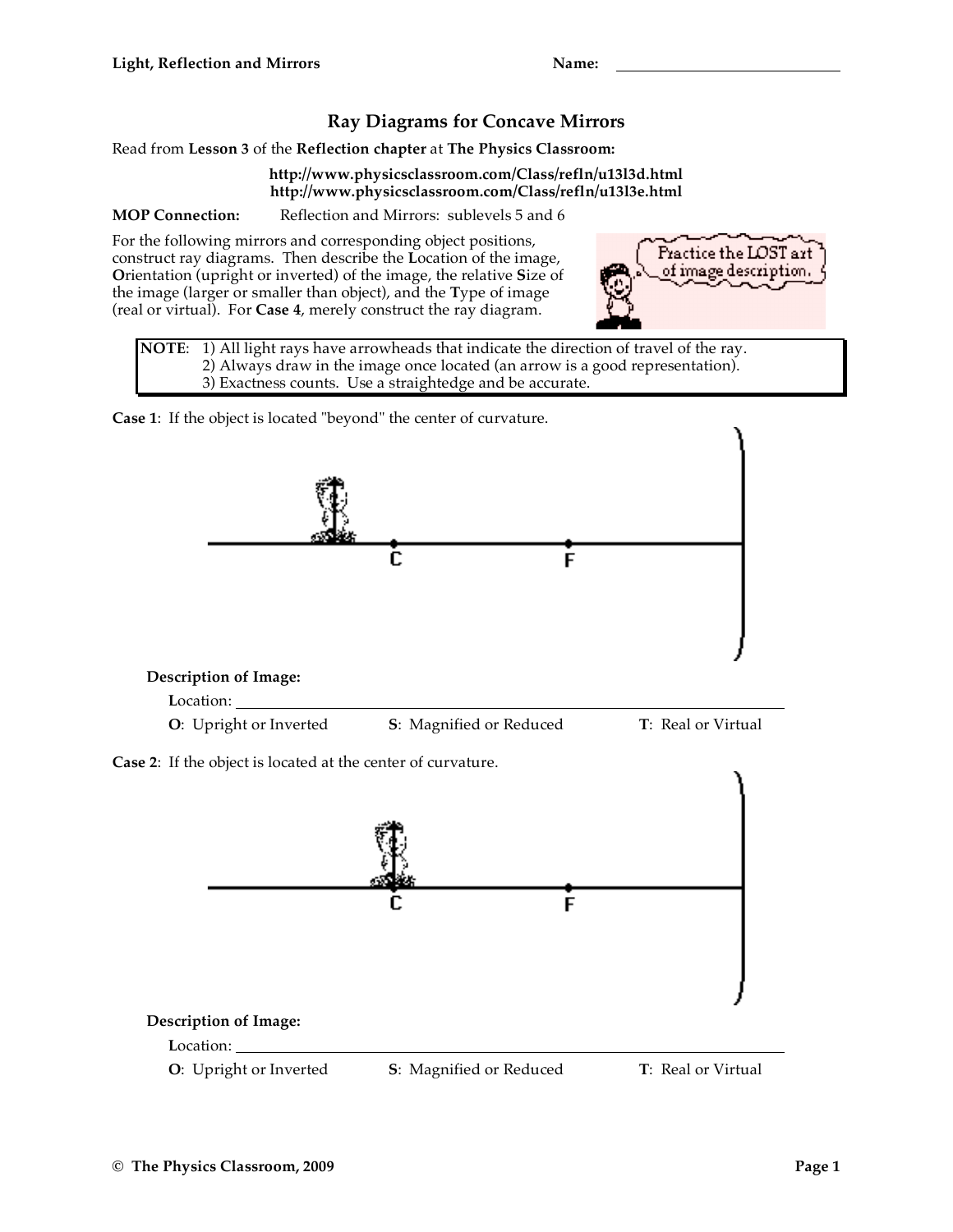# Ray Diagrams for Concave Mirrors

Read from **Lesson 3** of the **Reflection chapter** at **The Physics Classroom:**

**http://www.physicsclassroom.com/Class/refln/u13l3d.html**
**http://www.physicsclassroom.com/Class/refln/u13l3e.html**

**MOP Connection:** Reflection and Mirrors: sublevels 5 and 6

For the following mirrors and corresponding object positions, construct ray diagrams. Then describe the **L**ocation of the image, **O**rientation (upright or inverted) of the image, the relative **S**ize of the image (larger or smaller than object), and the **T**ype of image (real or virtual). For **Case 4**, merely construct the ray diagram.

Practice the LOST art of image description.

> **NOTE**: 1) All light rays have arrowheads that indicate the direction of travel of the ray.
> 2) Always draw in the image once located (an arrow is a good representation).
> 3) Exactness counts. Use a straightedge and be accurate.

**Case 1**: If the object is located "beyond" the center of curvature.

C F

**Description of Image:**

**L**ocation: \_\_\_\_\_\_\_\_\_\_\_\_\_\_\_\_\_\_\_\_\_\_\_\_\_\_\_\_\_\_\_\_\_\_\_\_\_\_\_\_

**O**: Upright or Inverted **S**: Magnified or Reduced **T**: Real or Virtual

**Case 2**: If the object is located at the center of curvature.

C F

**Description of Image:**

**L**ocation: \_\_\_\_\_\_\_\_\_\_\_\_\_\_\_\_\_\_\_\_\_\_\_\_\_\_\_\_\_\_\_\_\_\_\_\_\_\_\_\_

**O**: Upright or Inverted **S**: Magnified or Reduced **T**: Real or Virtual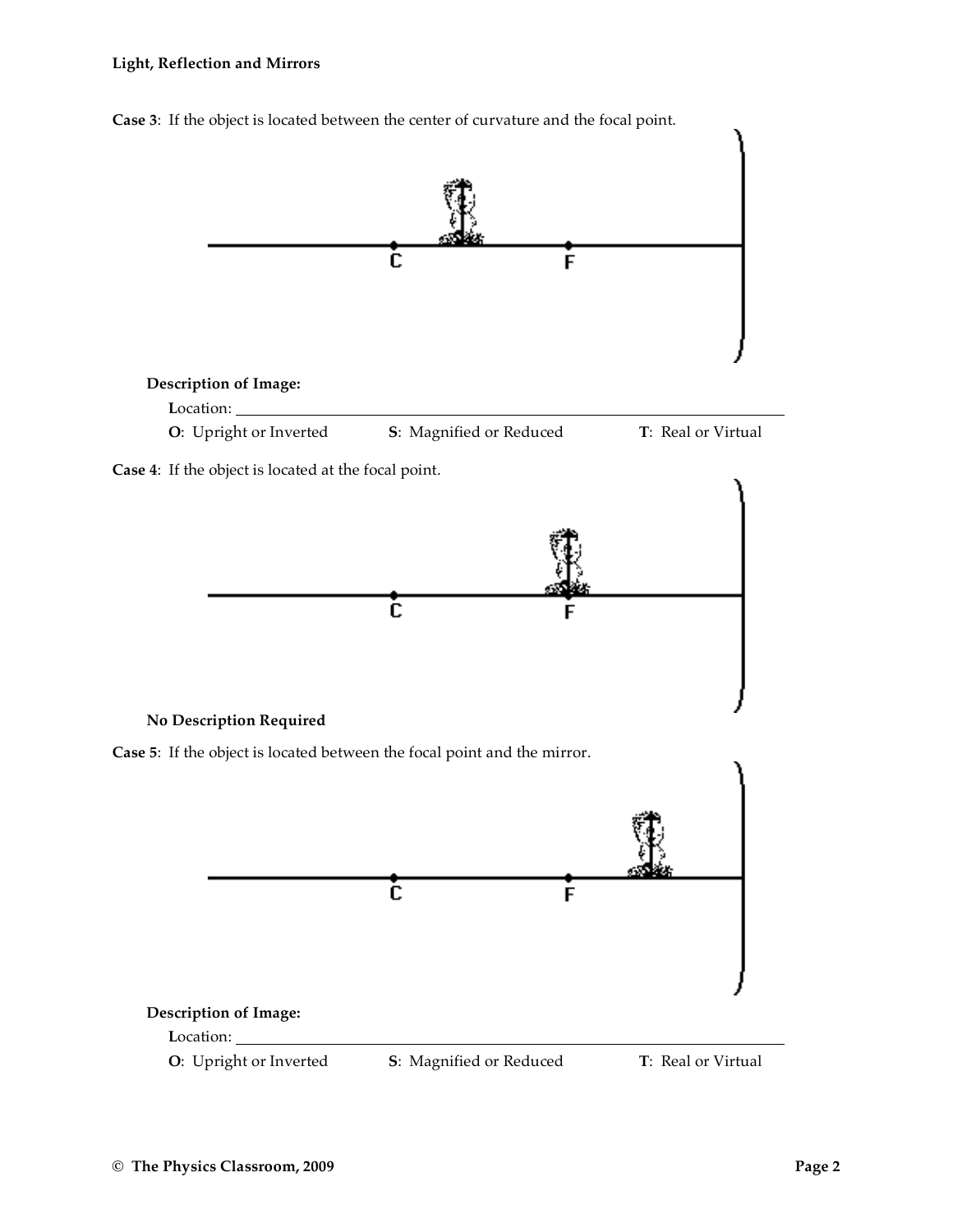**Case 3**: If the object is located between the center of curvature and the focal point.

C

F

**Description of Image:**

**L**ocation: ______________________________________________

**O**: Upright or Inverted **S**: Magnified or Reduced **T**: Real or Virtual

**Case 4**: If the object is located at the focal point.

C

F

**No Description Required**

**Case 5**: If the object is located between the focal point and the mirror.

C

F

**Description of Image:**

**L**ocation: ______________________________________________

**O**: Upright or Inverted **S**: Magnified or Reduced **T**: Real or Virtual

© The Physics Classroom, 2009